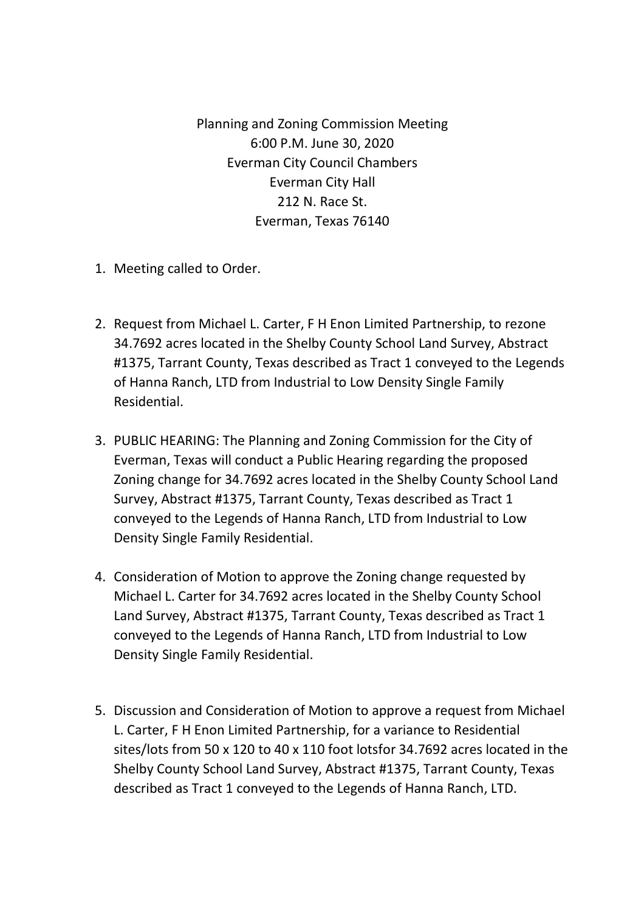Planning and Zoning Commission Meeting
6:00 P.M. June 30, 2020
Everman City Council Chambers
Everman City Hall
212 N. Race St.
Everman, Texas 76140

1. Meeting called to Order.

2. Request from Michael L. Carter, F H Enon Limited Partnership, to rezone 34.7692 acres located in the Shelby County School Land Survey, Abstract #1375, Tarrant County, Texas described as Tract 1 conveyed to the Legends of Hanna Ranch, LTD from Industrial to Low Density Single Family Residential.

3. PUBLIC HEARING: The Planning and Zoning Commission for the City of Everman, Texas will conduct a Public Hearing regarding the proposed Zoning change for 34.7692 acres located in the Shelby County School Land Survey, Abstract #1375, Tarrant County, Texas described as Tract 1 conveyed to the Legends of Hanna Ranch, LTD from Industrial to Low Density Single Family Residential.

4. Consideration of Motion to approve the Zoning change requested by Michael L. Carter for 34.7692 acres located in the Shelby County School Land Survey, Abstract #1375, Tarrant County, Texas described as Tract 1 conveyed to the Legends of Hanna Ranch, LTD from Industrial to Low Density Single Family Residential.

5. Discussion and Consideration of Motion to approve a request from Michael L. Carter, F H Enon Limited Partnership, for a variance to Residential sites/lots from 50 x 120 to 40 x 110 foot lotsfor 34.7692 acres located in the Shelby County School Land Survey, Abstract #1375, Tarrant County, Texas described as Tract 1 conveyed to the Legends of Hanna Ranch, LTD.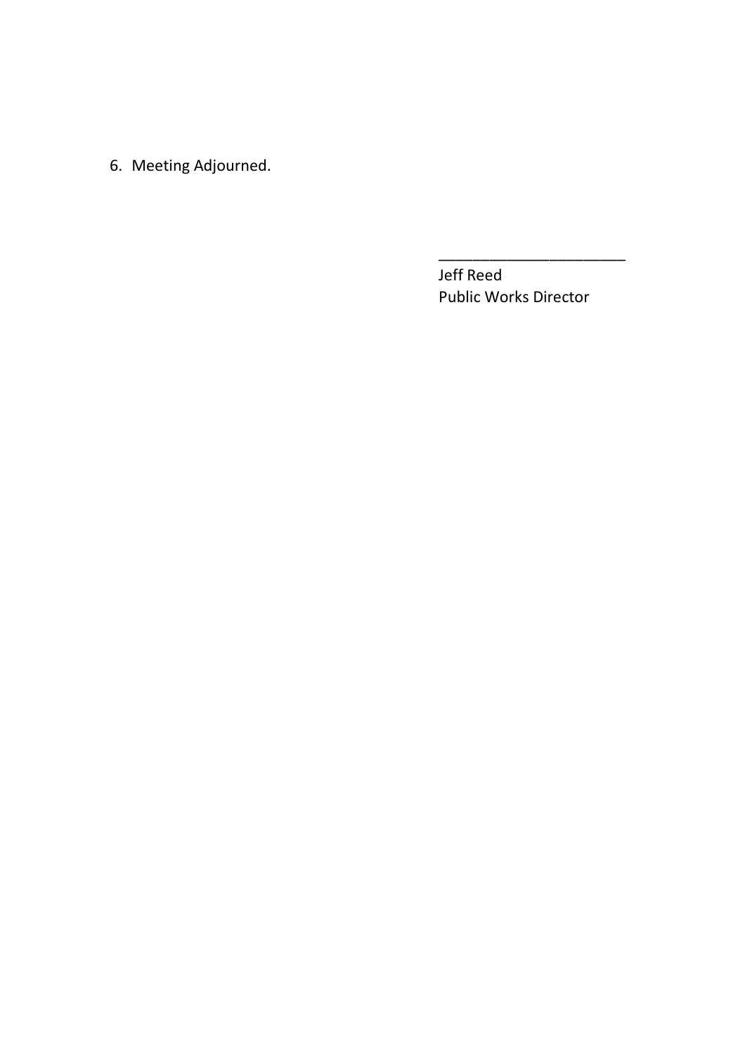6. Meeting Adjourned.

\_\_\_\_\_\_\_\_\_\_\_\_\_\_\_\_\_\_\_\_\_\_\_\_

Jeff Reed
Public Works Director